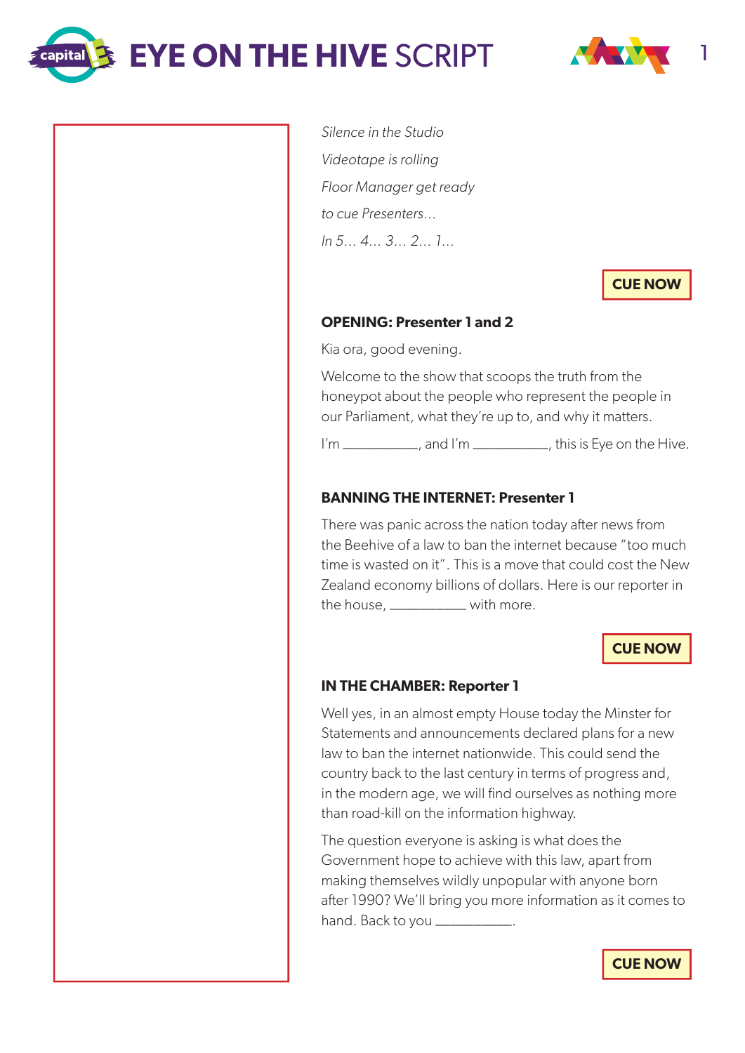# EYE ON THE HIVE SCRIPT

*Silence in the Studio*

*Videotape is rolling*

*Floor Manager get ready*

*to cue Presenters…*

*In 5… 4… 3… 2… 1…*

**CUE NOW**

**OPENING: Presenter 1 and 2**

Kia ora, good evening.

Welcome to the show that scoops the truth from the honeypot about the people who represent the people in our Parliament, what they're up to, and why it matters.

I'm __________, and I'm __________, this is Eye on the Hive.

**BANNING THE INTERNET: Presenter 1**

There was panic across the nation today after news from the Beehive of a law to ban the internet because "too much time is wasted on it". This is a move that could cost the New Zealand economy billions of dollars. Here is our reporter in the house, __________ with more.

**CUE NOW**

**IN THE CHAMBER: Reporter 1**

Well yes, in an almost empty House today the Minister for Statements and announcements declared plans for a new law to ban the internet nationwide. This could send the country back to the last century in terms of progress and, in the modern age, we will find ourselves as nothing more than road-kill on the information highway.

The question everyone is asking is what does the Government hope to achieve with this law, apart from making themselves wildly unpopular with anyone born after 1990? We'll bring you more information as it comes to hand. Back to you __________.

**CUE NOW**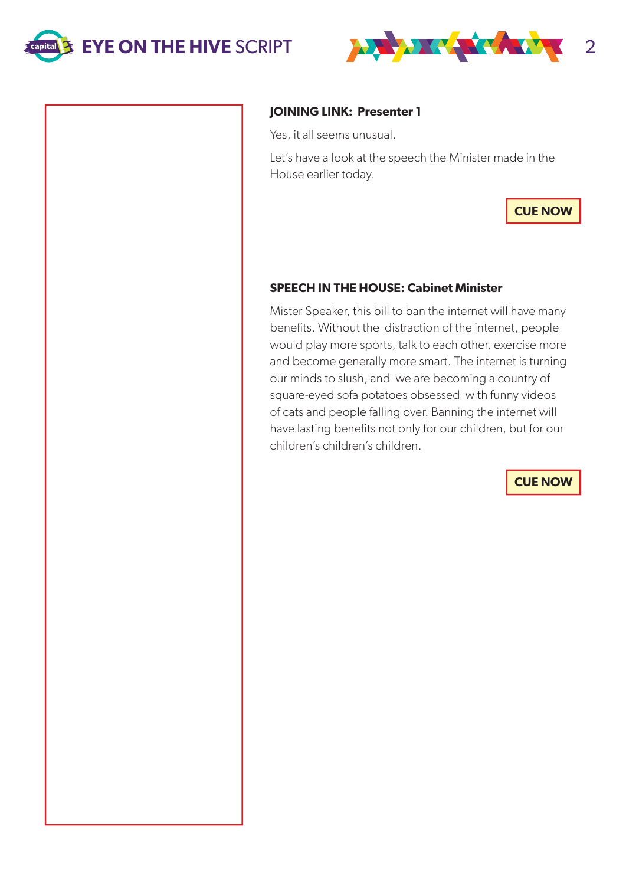**JOINING LINK: Presenter 1**

Yes, it all seems unusual.

Let's have a look at the speech the Minister made in the House earlier today.

**CUE NOW**

**SPEECH IN THE HOUSE: Cabinet Minister**

Mister Speaker, this bill to ban the internet will have many benefits. Without the distraction of the internet, people would play more sports, talk to each other, exercise more and become generally more smart. The internet is turning our minds to slush, and we are becoming a country of square-eyed sofa potatoes obsessed with funny videos of cats and people falling over. Banning the internet will have lasting benefits not only for our children, but for our children's children's children.

**CUE NOW**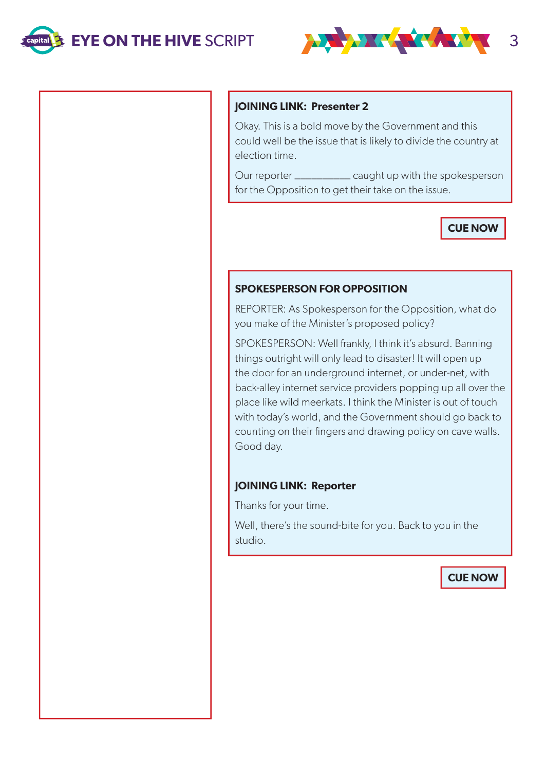**JOINING LINK: Presenter 2**

Okay. This is a bold move by the Government and this could well be the issue that is likely to divide the country at election time.

Our reporter __________ caught up with the spokesperson for the Opposition to get their take on the issue.

**CUE NOW**

**SPOKESPERSON FOR OPPOSITION**

REPORTER: As Spokesperson for the Opposition, what do you make of the Minister's proposed policy?

SPOKESPERSON: Well frankly, I think it's absurd. Banning things outright will only lead to disaster! It will open up the door for an underground internet, or under-net, with back-alley internet service providers popping up all over the place like wild meerkats. I think the Minister is out of touch with today's world, and the Government should go back to counting on their fingers and drawing policy on cave walls. Good day.

**JOINING LINK: Reporter**

Thanks for your time.

Well, there's the sound-bite for you. Back to you in the studio.

**CUE NOW**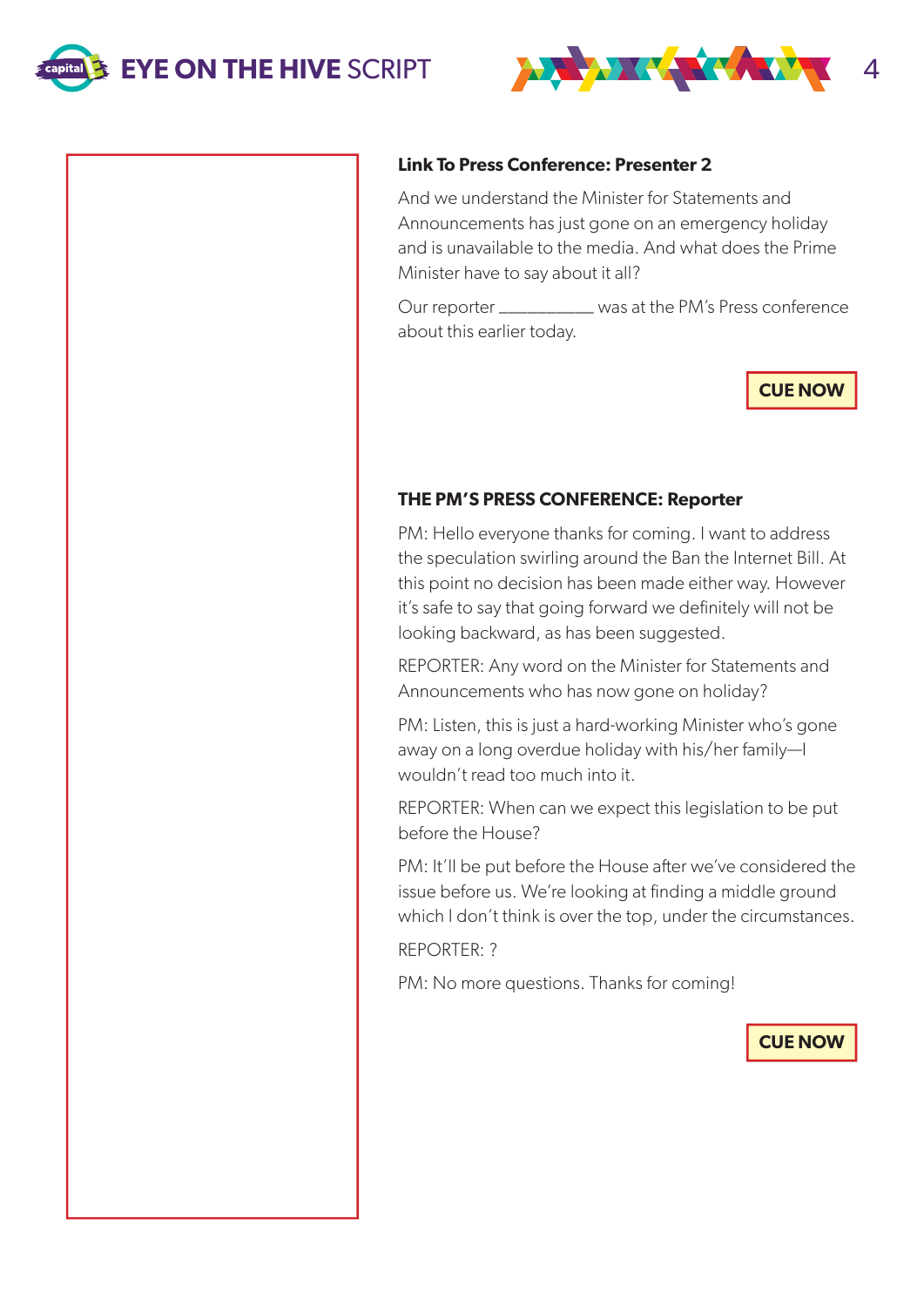**Link To Press Conference: Presenter 2**

And we understand the Minister for Statements and Announcements has just gone on an emergency holiday and is unavailable to the media. And what does the Prime Minister have to say about it all?

Our reporter __________ was at the PM's Press conference about this earlier today.

**CUE NOW**

**THE PM'S PRESS CONFERENCE: Reporter**

PM: Hello everyone thanks for coming. I want to address the speculation swirling around the Ban the Internet Bill. At this point no decision has been made either way. However it's safe to say that going forward we definitely will not be looking backward, as has been suggested.

REPORTER: Any word on the Minister for Statements and Announcements who has now gone on holiday?

PM: Listen, this is just a hard-working Minister who's gone away on a long overdue holiday with his/her family—I wouldn't read too much into it.

REPORTER: When can we expect this legislation to be put before the House?

PM: It'll be put before the House after we've considered the issue before us. We're looking at finding a middle ground which I don't think is over the top, under the circumstances.

REPORTER: ?

PM: No more questions. Thanks for coming!

**CUE NOW**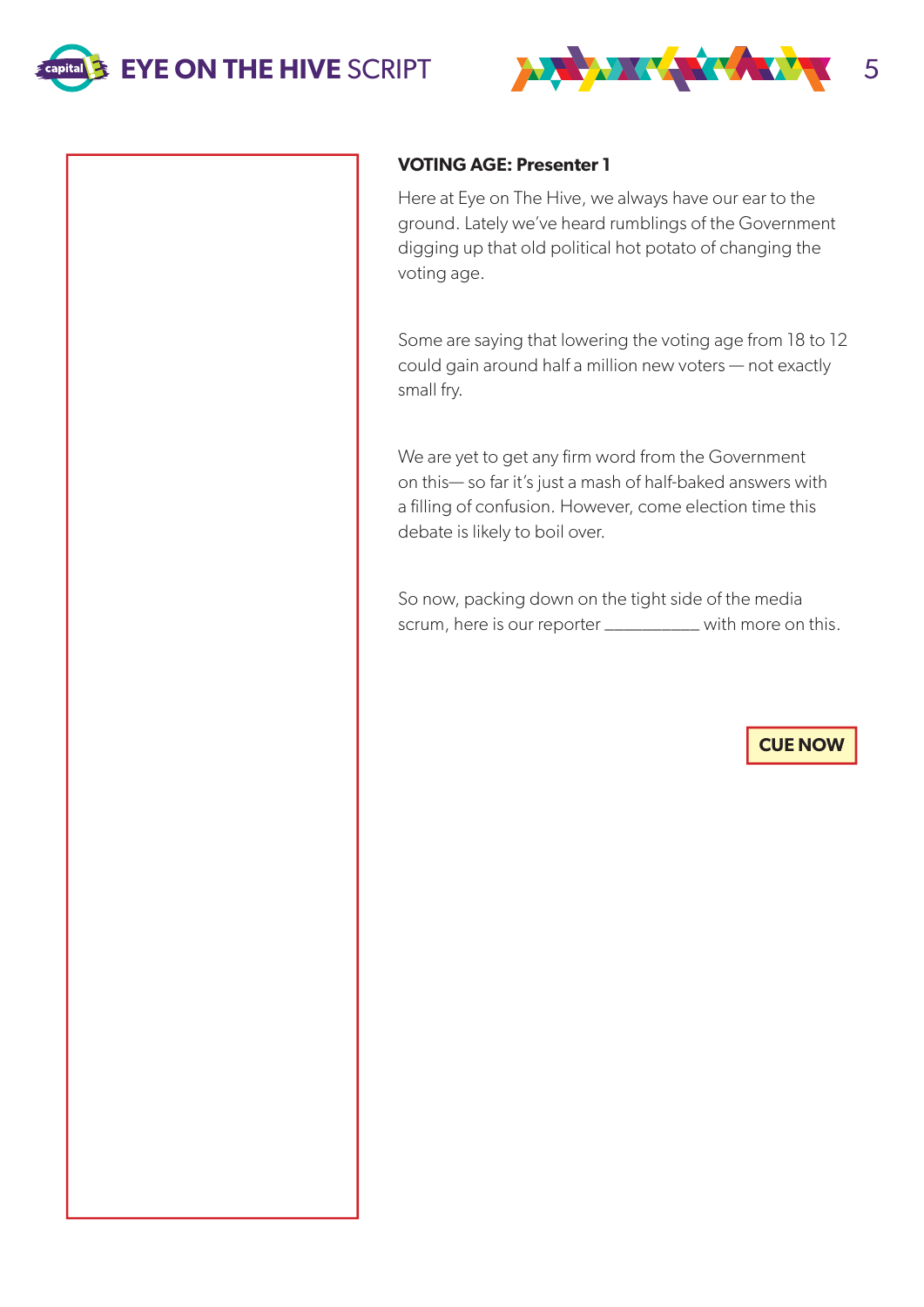**VOTING AGE: Presenter 1**

Here at Eye on The Hive, we always have our ear to the ground. Lately we've heard rumblings of the Government digging up that old political hot potato of changing the voting age.

Some are saying that lowering the voting age from 18 to 12 could gain around half a million new voters — not exactly small fry.

We are yet to get any firm word from the Government on this— so far it's just a mash of half-baked answers with a filling of confusion. However, come election time this debate is likely to boil over.

So now, packing down on the tight side of the media scrum, here is our reporter __________ with more on this.

**CUE NOW**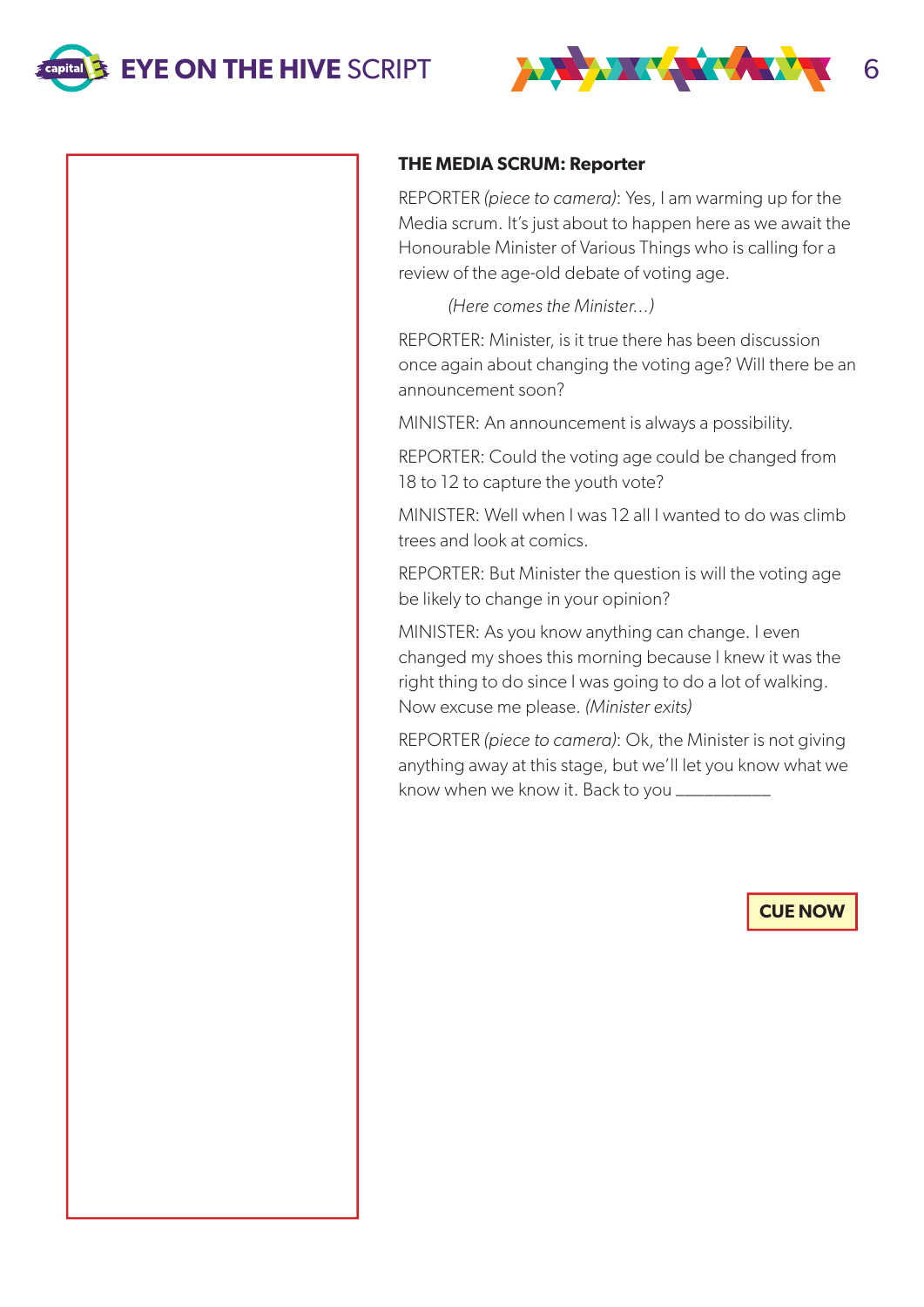**THE MEDIA SCRUM: Reporter**

REPORTER *(piece to camera)*: Yes, I am warming up for the Media scrum. It's just about to happen here as we await the Honourable Minister of Various Things who is calling for a review of the age-old debate of voting age.

*(Here comes the Minister...)*

REPORTER: Minister, is it true there has been discussion once again about changing the voting age? Will there be an announcement soon?

MINISTER: An announcement is always a possibility.

REPORTER: Could the voting age could be changed from 18 to 12 to capture the youth vote?

MINISTER: Well when I was 12 all I wanted to do was climb trees and look at comics.

REPORTER: But Minister the question is will the voting age be likely to change in your opinion?

MINISTER: As you know anything can change. I even changed my shoes this morning because I knew it was the right thing to do since I was going to do a lot of walking. Now excuse me please. *(Minister exits)*

REPORTER *(piece to camera)*: Ok, the Minister is not giving anything away at this stage, but we'll let you know what we know when we know it. Back to you __________

**CUE NOW**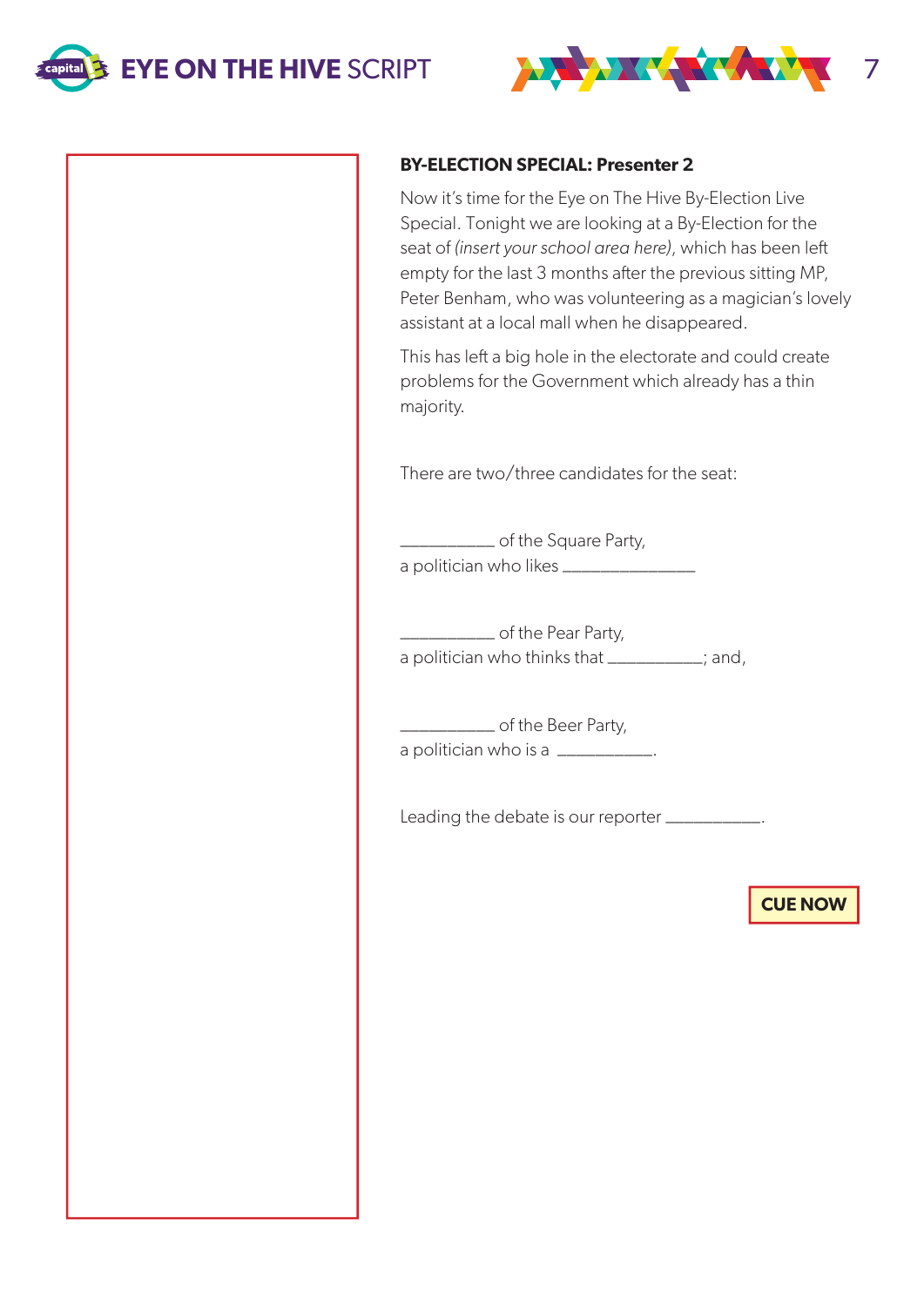**BY-ELECTION SPECIAL: Presenter 2**

Now it's time for the Eye on The Hive By-Election Live Special. Tonight we are looking at a By-Election for the seat of *(insert your school area here)*, which has been left empty for the last 3 months after the previous sitting MP, Peter Benham, who was volunteering as a magician's lovely assistant at a local mall when he disappeared.

This has left a big hole in the electorate and could create problems for the Government which already has a thin majority.

There are two/three candidates for the seat:

__________ of the Square Party,
a politician who likes ______________

__________ of the Pear Party,
a politician who thinks that __________; and,

__________ of the Beer Party,
a politician who is a __________.

Leading the debate is our reporter __________.

**CUE NOW**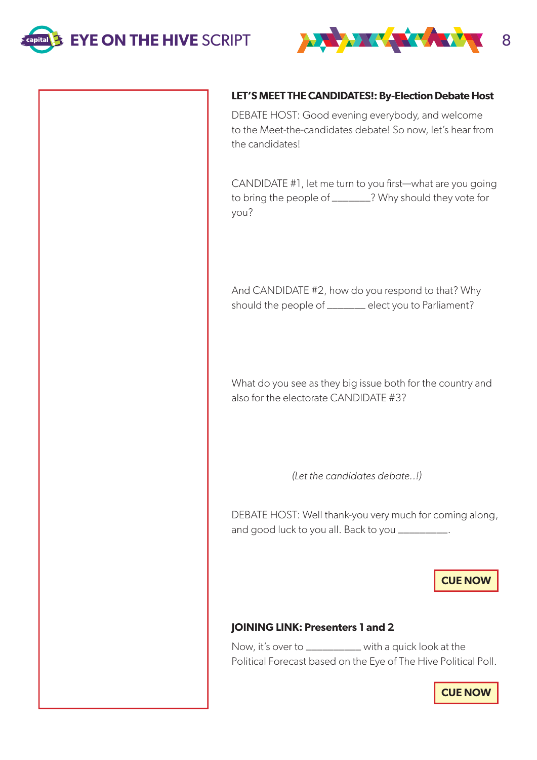**LET'S MEET THE CANDIDATES!: By-Election Debate Host**

DEBATE HOST: Good evening everybody, and welcome to the Meet-the-candidates debate! So now, let's hear from the candidates!

CANDIDATE #1, let me turn to you first—what are you going to bring the people of _______? Why should they vote for you?

And CANDIDATE #2, how do you respond to that? Why should the people of _______ elect you to Parliament?

What do you see as they big issue both for the country and also for the electorate CANDIDATE #3?

*(Let the candidates debate..!)*

DEBATE HOST: Well thank-you very much for coming along, and good luck to you all. Back to you _________.

**CUE NOW**

**JOINING LINK: Presenters 1 and 2**

Now, it's over to __________ with a quick look at the Political Forecast based on the Eye of The Hive Political Poll.

**CUE NOW**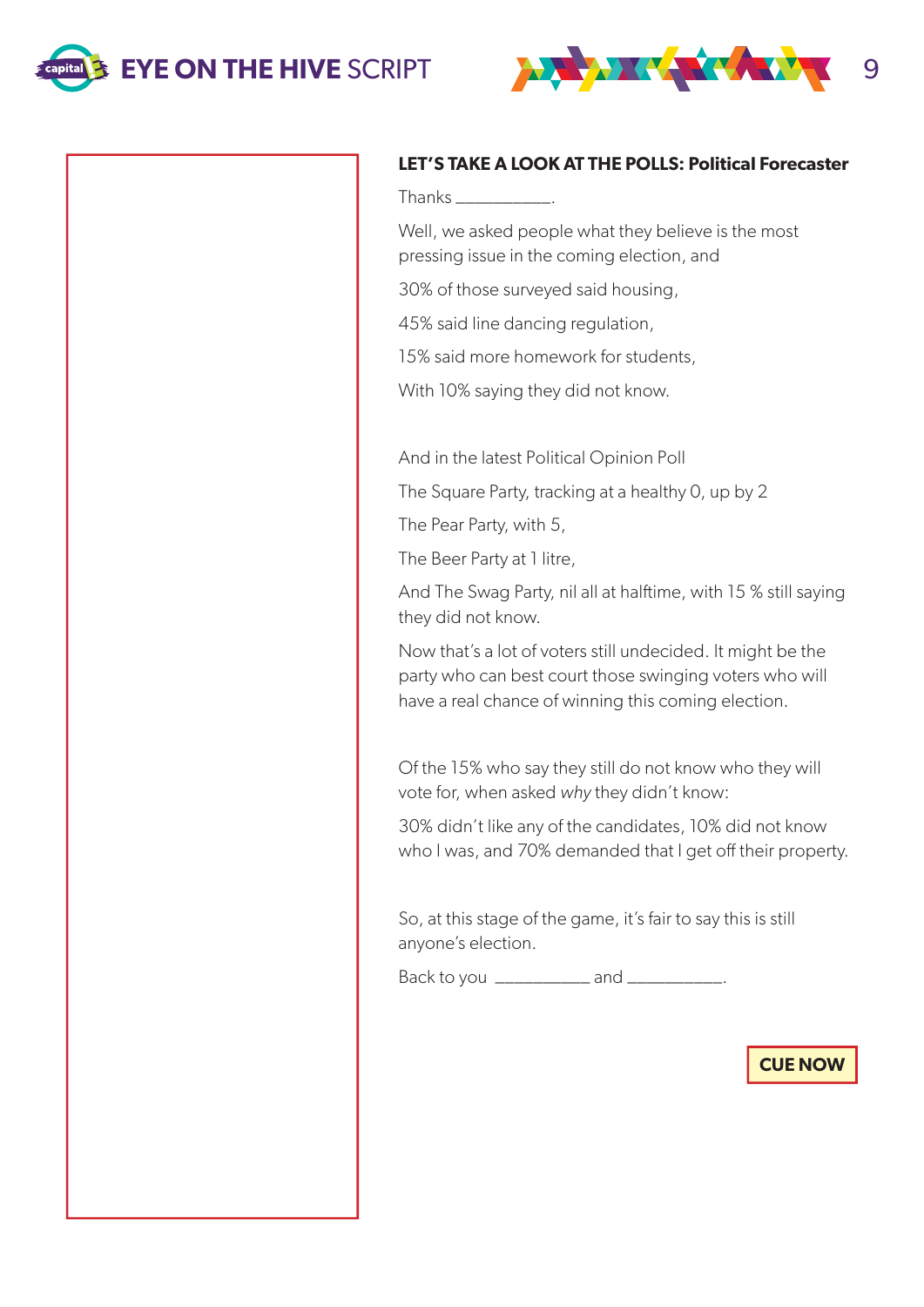**LET'S TAKE A LOOK AT THE POLLS: Political Forecaster**

Thanks ___________.

Well, we asked people what they believe is the most pressing issue in the coming election, and

30% of those surveyed said housing,

45% said line dancing regulation,

15% said more homework for students,

With 10% saying they did not know.

And in the latest Political Opinion Poll

The Square Party, tracking at a healthy 0, up by 2

The Pear Party, with 5,

The Beer Party at 1 litre,

And The Swag Party, nil all at halftime, with 15 % still saying they did not know.

Now that's a lot of voters still undecided. It might be the party who can best court those swinging voters who will have a real chance of winning this coming election.

Of the 15% who say they still do not know who they will vote for, when asked *why* they didn't know:

30% didn't like any of the candidates, 10% did not know who I was, and 70% demanded that I get off their property.

So, at this stage of the game, it's fair to say this is still anyone's election.

Back to you ___________ and ___________.

**CUE NOW**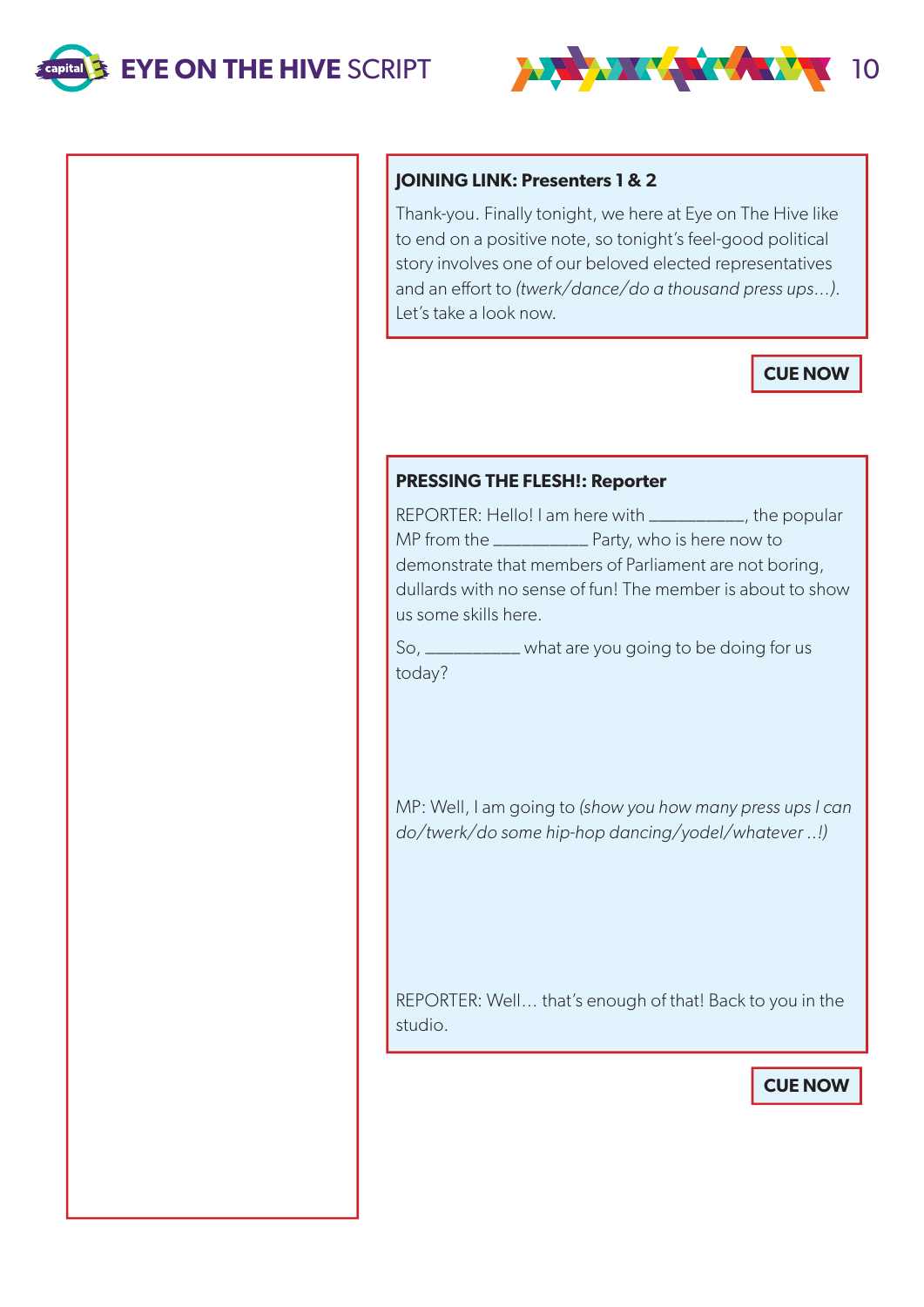**JOINING LINK: Presenters 1 & 2**

Thank-you. Finally tonight, we here at Eye on The Hive like to end on a positive note, so tonight's feel-good political story involves one of our beloved elected representatives and an effort to *(twerk/dance/do a thousand press ups…)*. Let's take a look now.

**CUE NOW**

**PRESSING THE FLESH!: Reporter**

REPORTER: Hello! I am here with __________, the popular MP from the __________ Party, who is here now to demonstrate that members of Parliament are not boring, dullards with no sense of fun! The member is about to show us some skills here.

So, __________ what are you going to be doing for us today?

MP: Well, I am going to *(show you how many press ups I can do/twerk/do some hip-hop dancing/yodel/whatever ..!)*

REPORTER: Well… that's enough of that! Back to you in the studio.

**CUE NOW**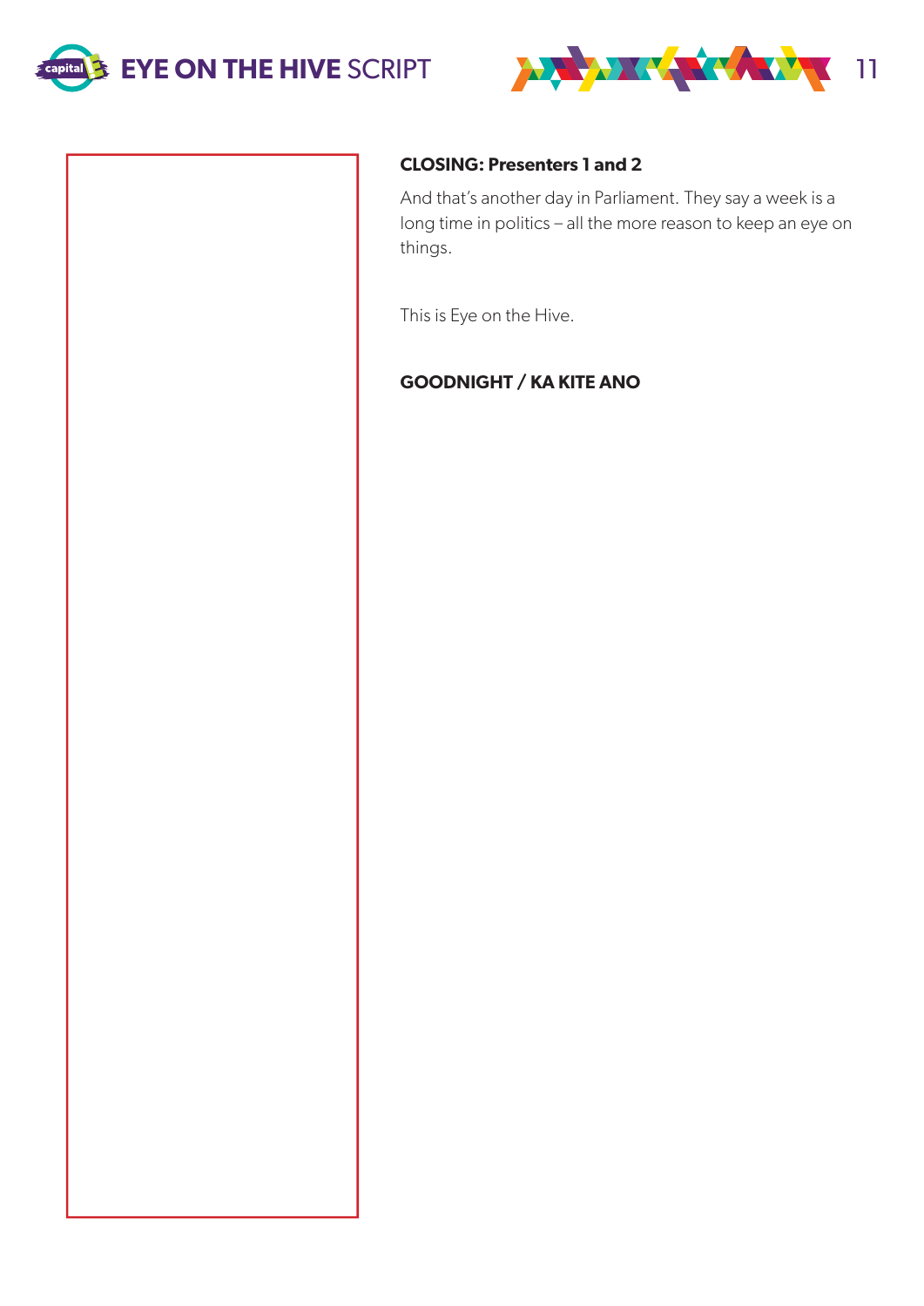**CLOSING: Presenters 1 and 2**

And that's another day in Parliament. They say a week is a long time in politics – all the more reason to keep an eye on things.

This is Eye on the Hive.

**GOODNIGHT / KA KITE ANO**